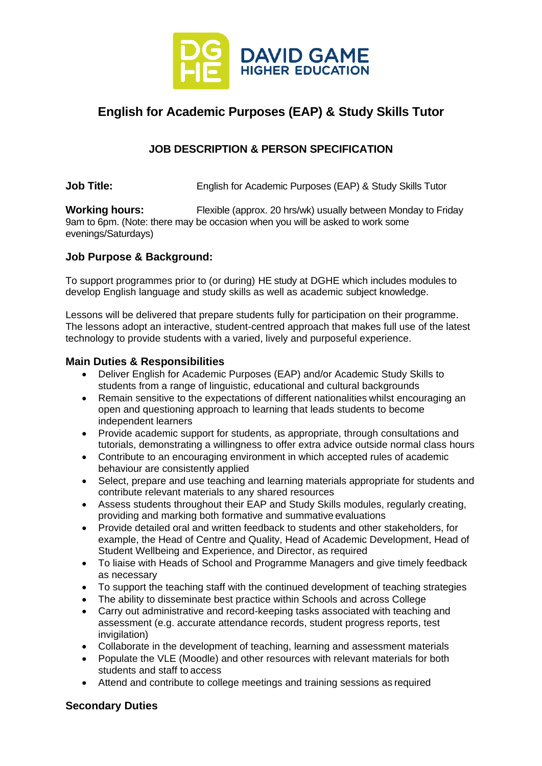DAVID GAME HIGHER EDUCATION

# English for Academic Purposes (EAP) & Study Skills Tutor

## JOB DESCRIPTION & PERSON SPECIFICATION

**Job Title:** English for Academic Purposes (EAP) & Study Skills Tutor

**Working hours:** Flexible (approx. 20 hrs/wk) usually between Monday to Friday 9am to 6pm. (Note: there may be occasion when you will be asked to work some evenings/Saturdays)

### Job Purpose & Background:

To support programmes prior to (or during) HE study at DGHE which includes modules to develop English language and study skills as well as academic subject knowledge.

Lessons will be delivered that prepare students fully for participation on their programme. The lessons adopt an interactive, student-centred approach that makes full use of the latest technology to provide students with a varied, lively and purposeful experience.

### Main Duties & Responsibilities

- Deliver English for Academic Purposes (EAP) and/or Academic Study Skills to students from a range of linguistic, educational and cultural backgrounds
- Remain sensitive to the expectations of different nationalities whilst encouraging an open and questioning approach to learning that leads students to become independent learners
- Provide academic support for students, as appropriate, through consultations and tutorials, demonstrating a willingness to offer extra advice outside normal class hours
- Contribute to an encouraging environment in which accepted rules of academic behaviour are consistently applied
- Select, prepare and use teaching and learning materials appropriate for students and contribute relevant materials to any shared resources
- Assess students throughout their EAP and Study Skills modules, regularly creating, providing and marking both formative and summative evaluations
- Provide detailed oral and written feedback to students and other stakeholders, for example, the Head of Centre and Quality, Head of Academic Development, Head of Student Wellbeing and Experience, and Director, as required
- To liaise with Heads of School and Programme Managers and give timely feedback as necessary
- To support the teaching staff with the continued development of teaching strategies
- The ability to disseminate best practice within Schools and across College
- Carry out administrative and record-keeping tasks associated with teaching and assessment (e.g. accurate attendance records, student progress reports, test invigilation)
- Collaborate in the development of teaching, learning and assessment materials
- Populate the VLE (Moodle) and other resources with relevant materials for both students and staff to access
- Attend and contribute to college meetings and training sessions as required

### Secondary Duties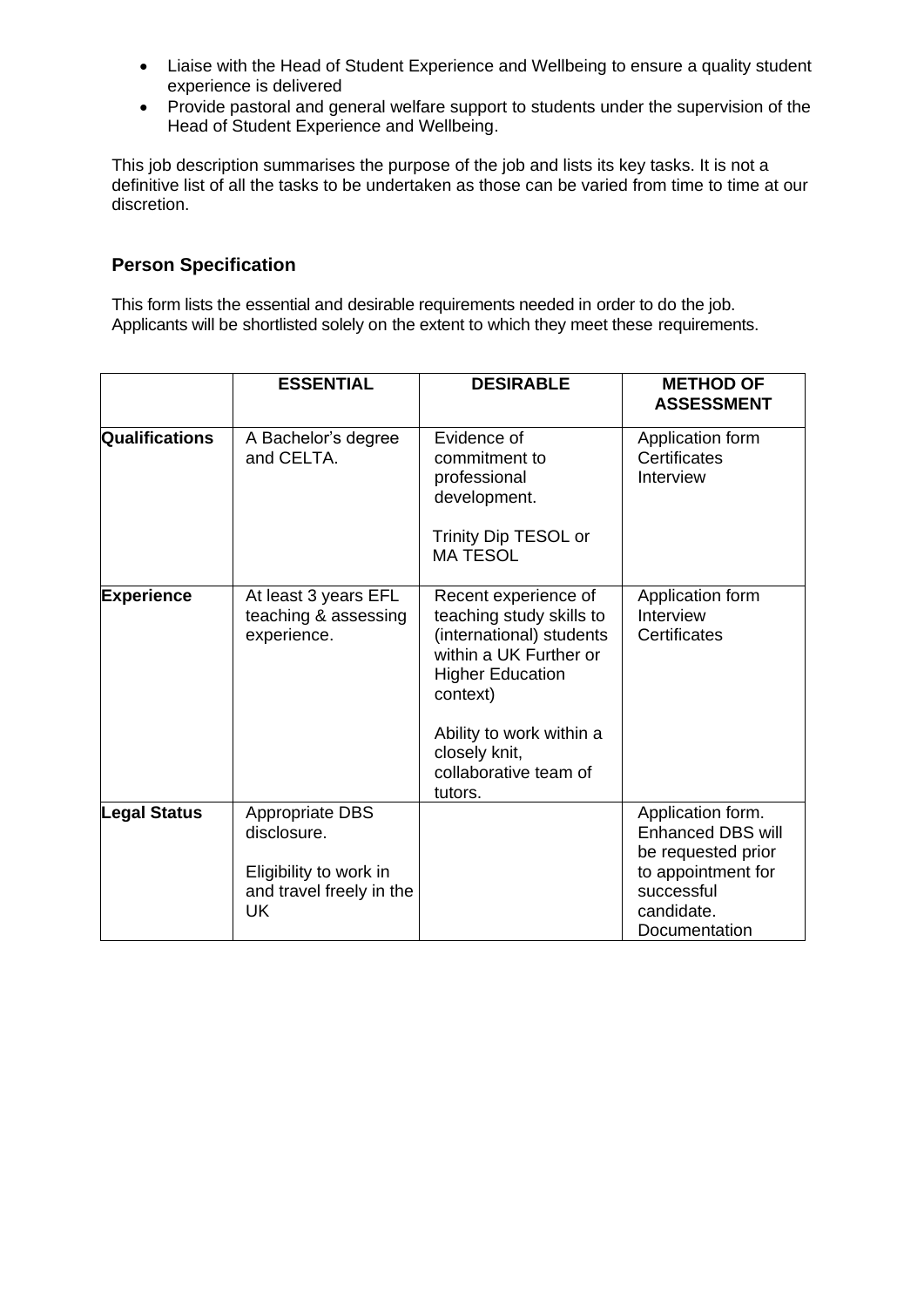- Liaise with the Head of Student Experience and Wellbeing to ensure a quality student experience is delivered
- Provide pastoral and general welfare support to students under the supervision of the Head of Student Experience and Wellbeing.

This job description summarises the purpose of the job and lists its key tasks. It is not a definitive list of all the tasks to be undertaken as those can be varied from time to time at our discretion.

## Person Specification

This form lists the essential and desirable requirements needed in order to do the job. Applicants will be shortlisted solely on the extent to which they meet these requirements.

| | ESSENTIAL | DESIRABLE | METHOD OF ASSESSMENT |
|---|---|---|---|
| **Qualifications** | A Bachelor's degree and CELTA. | Evidence of commitment to professional development.<br><br>Trinity Dip TESOL or MA TESOL | Application form<br>Certificates<br>Interview |
| **Experience** | At least 3 years EFL teaching & assessing experience. | Recent experience of teaching study skills to (international) students within a UK Further or Higher Education context)<br><br>Ability to work within a closely knit, collaborative team of tutors. | Application form<br>Interview<br>Certificates |
| **Legal Status** | Appropriate DBS disclosure.<br><br>Eligibility to work in and travel freely in the UK | | Application form. Enhanced DBS will be requested prior to appointment for successful candidate. Documentation |